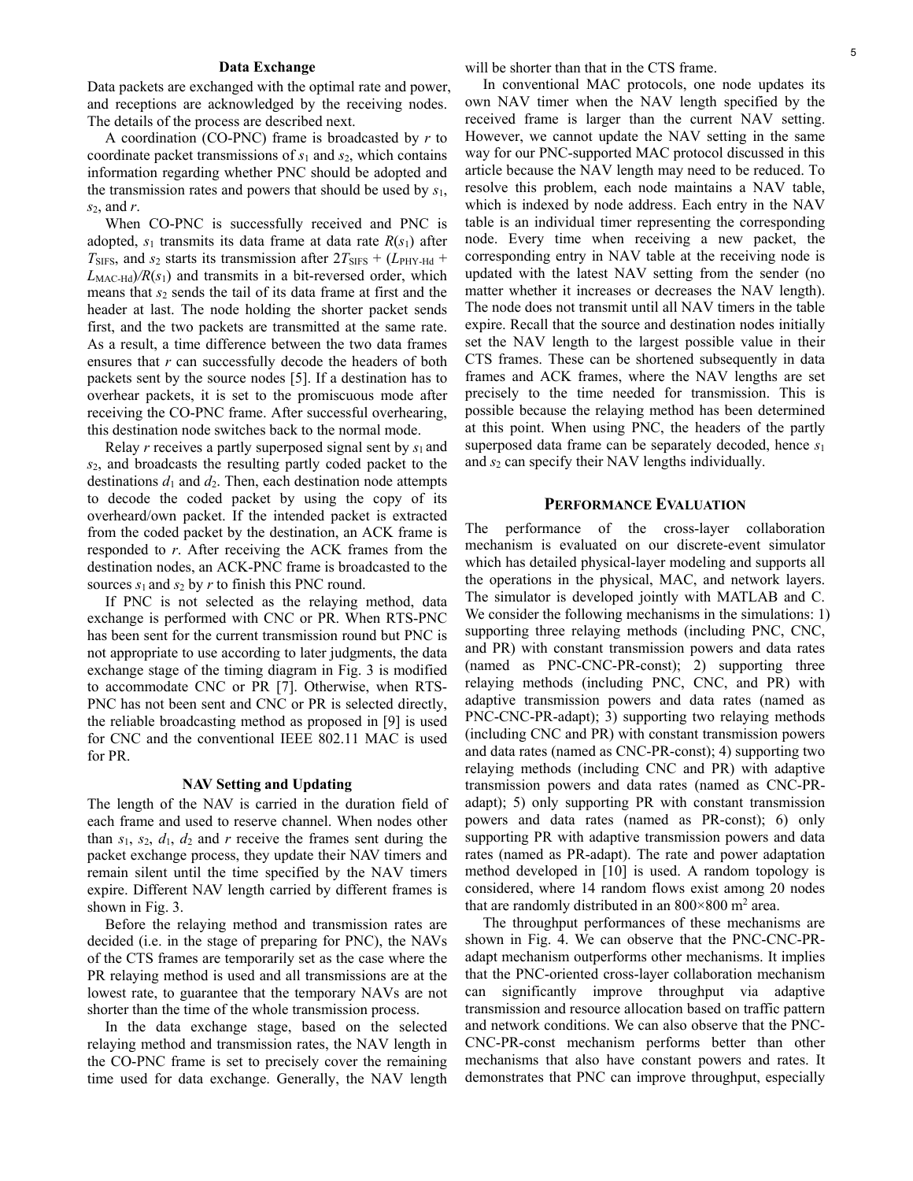### Data Exchange

Data packets are exchanged with the optimal rate and power, and receptions are acknowledged by the receiving nodes. The details of the process are described next.

A coordination (CO-PNC) frame is broadcasted by $r$ to coordinate packet transmissions of $s_1$ and $s_2$, which contains information regarding whether PNC should be adopted and the transmission rates and powers that should be used by $s_1$, $s_2$, and $r$.

When CO-PNC is successfully received and PNC is adopted, $s_1$ transmits its data frame at data rate $R(s_1)$ after $T_{\text{SIFS}}$, and $s_2$ starts its transmission after $2T_{\text{SIFS}} + (L_{\text{PHY-Hd}} + L_{\text{MAC-Hd}})/R(s_1)$ and transmits in a bit-reversed order, which means that $s_2$ sends the tail of its data frame at first and the header at last. The node holding the shorter packet sends first, and the two packets are transmitted at the same rate. As a result, a time difference between the two data frames ensures that $r$ can successfully decode the headers of both packets sent by the source nodes [5]. If a destination has to overhear packets, it is set to the promiscuous mode after receiving the CO-PNC frame. After successful overhearing, this destination node switches back to the normal mode.

Relay $r$ receives a partly superposed signal sent by $s_1$ and $s_2$, and broadcasts the resulting partly coded packet to the destinations $d_1$ and $d_2$. Then, each destination node attempts to decode the coded packet by using the copy of its overheard/own packet. If the intended packet is extracted from the coded packet by the destination, an ACK frame is responded to $r$. After receiving the ACK frames from the destination nodes, an ACK-PNC frame is broadcasted to the sources $s_1$ and $s_2$ by $r$ to finish this PNC round.

If PNC is not selected as the relaying method, data exchange is performed with CNC or PR. When RTS-PNC has been sent for the current transmission round but PNC is not appropriate to use according to later judgments, the data exchange stage of the timing diagram in Fig. 3 is modified to accommodate CNC or PR [7]. Otherwise, when RTS-PNC has not been sent and CNC or PR is selected directly, the reliable broadcasting method as proposed in [9] is used for CNC and the conventional IEEE 802.11 MAC is used for PR.

### NAV Setting and Updating

The length of the NAV is carried in the duration field of each frame and used to reserve channel. When nodes other than $s_1$, $s_2$, $d_1$, $d_2$ and $r$ receive the frames sent during the packet exchange process, they update their NAV timers and remain silent until the time specified by the NAV timers expire. Different NAV length carried by different frames is shown in Fig. 3.

Before the relaying method and transmission rates are decided (i.e. in the stage of preparing for PNC), the NAVs of the CTS frames are temporarily set as the case where the PR relaying method is used and all transmissions are at the lowest rate, to guarantee that the temporary NAVs are not shorter than the time of the whole transmission process.

In the data exchange stage, based on the selected relaying method and transmission rates, the NAV length in the CO-PNC frame is set to precisely cover the remaining time used for data exchange. Generally, the NAV length will be shorter than that in the CTS frame.

In conventional MAC protocols, one node updates its own NAV timer when the NAV length specified by the received frame is larger than the current NAV setting. However, we cannot update the NAV setting in the same way for our PNC-supported MAC protocol discussed in this article because the NAV length may need to be reduced. To resolve this problem, each node maintains a NAV table, which is indexed by node address. Each entry in the NAV table is an individual timer representing the corresponding node. Every time when receiving a new packet, the corresponding entry in NAV table at the receiving node is updated with the latest NAV setting from the sender (no matter whether it increases or decreases the NAV length). The node does not transmit until all NAV timers in the table expire. Recall that the source and destination nodes initially set the NAV length to the largest possible value in their CTS frames. These can be shortened subsequently in data frames and ACK frames, where the NAV lengths are set precisely to the time needed for transmission. This is possible because the relaying method has been determined at this point. When using PNC, the headers of the partly superposed data frame can be separately decoded, hence $s_1$ and $s_2$ can specify their NAV lengths individually.

## PERFORMANCE EVALUATION

The performance of the cross-layer collaboration mechanism is evaluated on our discrete-event simulator which has detailed physical-layer modeling and supports all the operations in the physical, MAC, and network layers. The simulator is developed jointly with MATLAB and C. We consider the following mechanisms in the simulations: 1) supporting three relaying methods (including PNC, CNC, and PR) with constant transmission powers and data rates (named as PNC-CNC-PR-const); 2) supporting three relaying methods (including PNC, CNC, and PR) with adaptive transmission powers and data rates (named as PNC-CNC-PR-adapt); 3) supporting two relaying methods (including CNC and PR) with constant transmission powers and data rates (named as CNC-PR-const); 4) supporting two relaying methods (including CNC and PR) with adaptive transmission powers and data rates (named as CNC-PR-adapt); 5) only supporting PR with constant transmission powers and data rates (named as PR-const); 6) only supporting PR with adaptive transmission powers and data rates (named as PR-adapt). The rate and power adaptation method developed in [10] is used. A random topology is considered, where 14 random flows exist among 20 nodes that are randomly distributed in an $800 \times 800$ m$^2$ area.

The throughput performances of these mechanisms are shown in Fig. 4. We can observe that the PNC-CNC-PR-adapt mechanism outperforms other mechanisms. It implies that the PNC-oriented cross-layer collaboration mechanism can significantly improve throughput via adaptive transmission and resource allocation based on traffic pattern and network conditions. We can also observe that the PNC-CNC-PR-const mechanism performs better than other mechanisms that also have constant powers and rates. It demonstrates that PNC can improve throughput, especially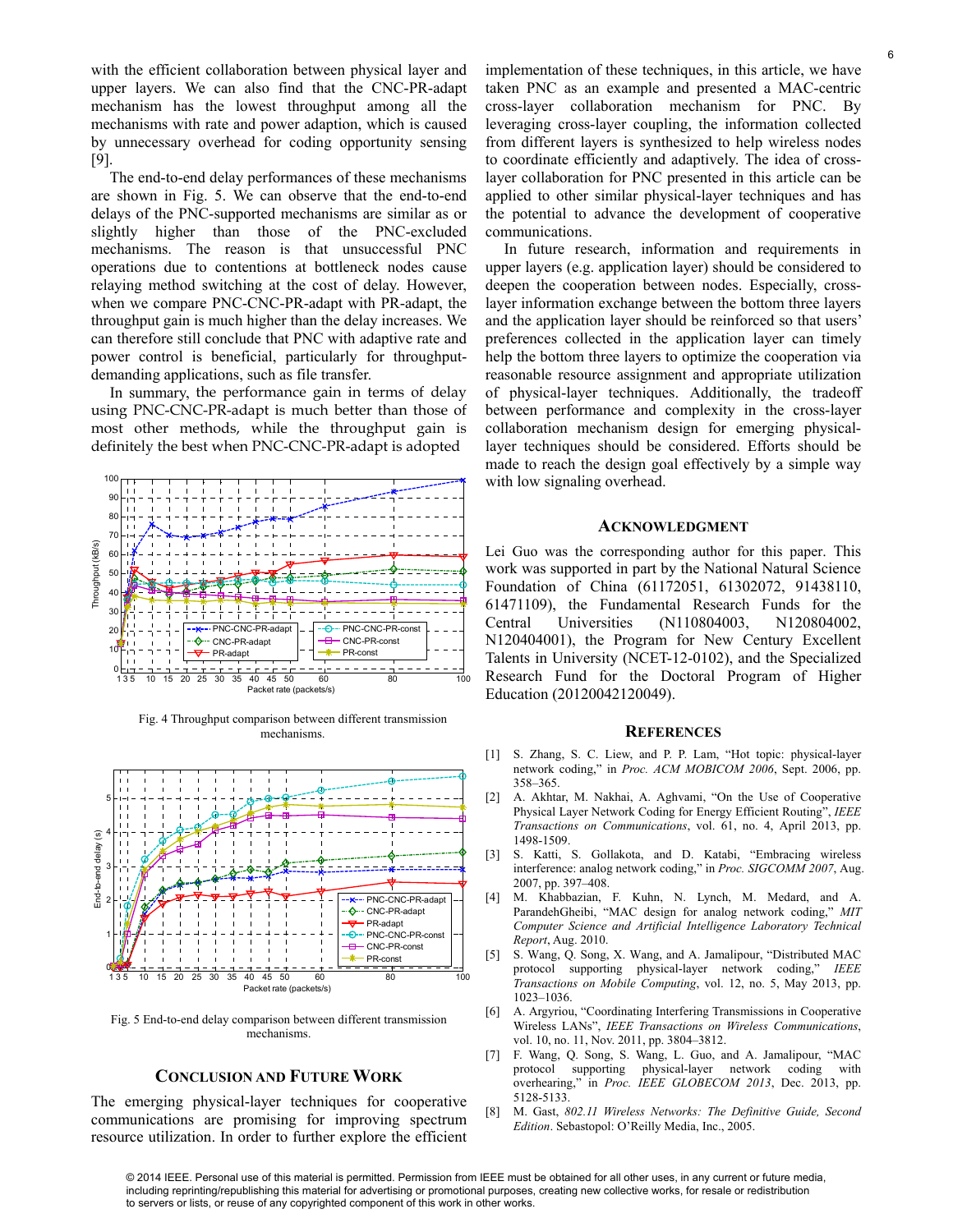with the efficient collaboration between physical layer and upper layers. We can also find that the CNC-PR-adapt mechanism has the lowest throughput among all the mechanisms with rate and power adaption, which is caused by unnecessary overhead for coding opportunity sensing [9].

The end-to-end delay performances of these mechanisms are shown in Fig. 5. We can observe that the end-to-end delays of the PNC-supported mechanisms are similar as or slightly higher than those of the PNC-excluded mechanisms. The reason is that unsuccessful PNC operations due to contentions at bottleneck nodes cause relaying method switching at the cost of delay. However, when we compare PNC-CNC-PR-adapt with PR-adapt, the throughput gain is much higher than the delay increases. We can therefore still conclude that PNC with adaptive rate and power control is beneficial, particularly for throughput-demanding applications, such as file transfer.

In summary, the performance gain in terms of delay using PNC-CNC-PR-adapt is much better than those of most other methods, while the throughput gain is definitely the best when PNC-CNC-PR-adapt is adopted

Fig. 4 Throughput comparison between different transmission mechanisms.

Fig. 5 End-to-end delay comparison between different transmission mechanisms.

## CONCLUSION AND FUTURE WORK

The emerging physical-layer techniques for cooperative communications are promising for improving spectrum resource utilization. In order to further explore the efficient implementation of these techniques, in this article, we have taken PNC as an example and presented a MAC-centric cross-layer collaboration mechanism for PNC. By leveraging cross-layer coupling, the information collected from different layers is synthesized to help wireless nodes to coordinate efficiently and adaptively. The idea of cross-layer collaboration for PNC presented in this article can be applied to other similar physical-layer techniques and has the potential to advance the development of cooperative communications.

In future research, information and requirements in upper layers (e.g. application layer) should be considered to deepen the cooperation between nodes. Especially, cross-layer information exchange between the bottom three layers and the application layer should be reinforced so that users' preferences collected in the application layer can timely help the bottom three layers to optimize the cooperation via reasonable resource assignment and appropriate utilization of physical-layer techniques. Additionally, the tradeoff between performance and complexity in the cross-layer collaboration mechanism design for emerging physical-layer techniques should be considered. Efforts should be made to reach the design goal effectively by a simple way with low signaling overhead.

## ACKNOWLEDGMENT

Lei Guo was the corresponding author for this paper. This work was supported in part by the National Natural Science Foundation of China (61172051, 61302072, 91438110, 61471109), the Fundamental Research Funds for the Central Universities (N110804003, N120804002, N120404001), the Program for New Century Excellent Talents in University (NCET-12-0102), and the Specialized Research Fund for the Doctoral Program of Higher Education (20120042120049).

## REFERENCES

[1] S. Zhang, S. C. Liew, and P. P. Lam, "Hot topic: physical-layer network coding," in *Proc. ACM MOBICOM 2006*, Sept. 2006, pp. 358–365.

[2] A. Akhtar, M. Nakhai, A. Aghvami, "On the Use of Cooperative Physical Layer Network Coding for Energy Efficient Routing", *IEEE Transactions on Communications*, vol. 61, no. 4, April 2013, pp. 1498-1509.

[3] S. Katti, S. Gollakota, and D. Katabi, "Embracing wireless interference: analog network coding," in *Proc. SIGCOMM 2007*, Aug. 2007, pp. 397–408.

[4] M. Khabbazian, F. Kuhn, N. Lynch, M. Medard, and A. ParandehGheibi, "MAC design for analog network coding," *MIT Computer Science and Artificial Intelligence Laboratory Technical Report*, Aug. 2010.

[5] S. Wang, Q. Song, X. Wang, and A. Jamalipour, "Distributed MAC protocol supporting physical-layer network coding," *IEEE Transactions on Mobile Computing*, vol. 12, no. 5, May 2013, pp. 1023–1036.

[6] A. Argyriou, "Coordinating Interfering Transmissions in Cooperative Wireless LANs", *IEEE Transactions on Wireless Communications*, vol. 10, no. 11, Nov. 2011, pp. 3804–3812.

[7] F. Wang, Q. Song, S. Wang, L. Guo, and A. Jamalipour, "MAC protocol supporting physical-layer network coding with overhearing," in *Proc. IEEE GLOBECOM 2013*, Dec. 2013, pp. 5128-5133.

[8] M. Gast, *802.11 Wireless Networks: The Definitive Guide, Second Edition*. Sebastopol: O'Reilly Media, Inc., 2005.

© 2014 IEEE. Personal use of this material is permitted. Permission from IEEE must be obtained for all other uses, in any current or future media, including reprinting/republishing this material for advertising or promotional purposes, creating new collective works, for resale or redistribution to servers or lists, or reuse of any copyrighted component of this work in other works.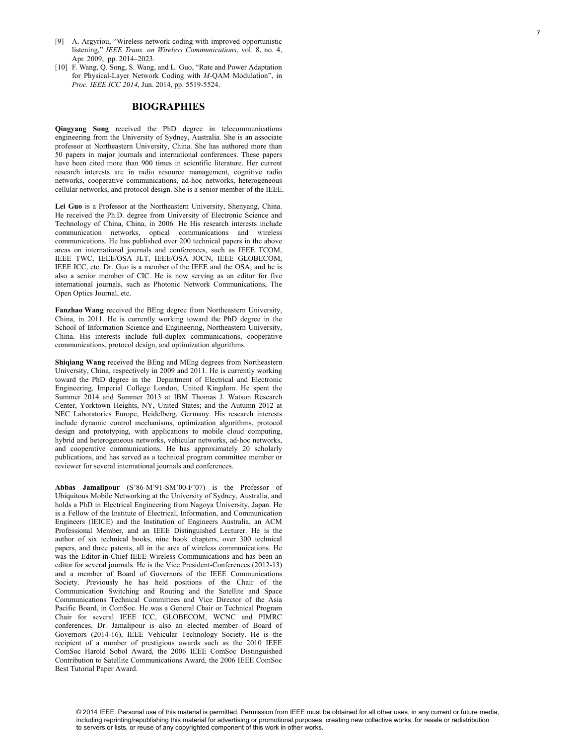[9] A. Argyriou, "Wireless network coding with improved opportunistic listening," *IEEE Trans. on Wireless Communications*, vol. 8, no. 4, Apr. 2009, pp. 2014–2023.

[10] F. Wang, Q. Song, S. Wang, and L. Guo, "Rate and Power Adaptation for Physical-Layer Network Coding with *M*-QAM Modulation", in *Proc. IEEE ICC 2014*, Jun. 2014, pp. 5519-5524.

## BIOGRAPHIES

**Qingyang Song** received the PhD degree in telecommunications engineering from the University of Sydney, Australia. She is an associate professor at Northeastern University, China. She has authored more than 50 papers in major journals and international conferences. These papers have been cited more than 900 times in scientific literature. Her current research interests are in radio resource management, cognitive radio networks, cooperative communications, ad-hoc networks, heterogeneous cellular networks, and protocol design. She is a senior member of the IEEE.

**Lei Guo** is a Professor at the Northeastern University, Shenyang, China. He received the Ph.D. degree from University of Electronic Science and Technology of China, China, in 2006. He His research interests include communication networks, optical communications and wireless communications. He has published over 200 technical papers in the above areas on international journals and conferences, such as IEEE TCOM, IEEE TWC, IEEE/OSA JLT, IEEE/OSA JOCN, IEEE GLOBECOM, IEEE ICC, etc. Dr. Guo is a member of the IEEE and the OSA, and he is also a senior member of CIC. He is now serving as an editor for five international journals, such as Photonic Network Communications, The Open Optics Journal, etc.

**Fanzhao Wang** received the BEng degree from Northeastern University, China, in 2011. He is currently working toward the PhD degree in the School of Information Science and Engineering, Northeastern University, China. His interests include full-duplex communications, cooperative communications, protocol design, and optimization algorithms.

**Shiqiang Wang** received the BEng and MEng degrees from Northeastern University, China, respectively in 2009 and 2011. He is currently working toward the PhD degree in the Department of Electrical and Electronic Engineering, Imperial College London, United Kingdom. He spent the Summer 2014 and Summer 2013 at IBM Thomas J. Watson Research Center, Yorktown Heights, NY, United States; and the Autumn 2012 at NEC Laboratories Europe, Heidelberg, Germany. His research interests include dynamic control mechanisms, optimization algorithms, protocol design and prototyping, with applications to mobile cloud computing, hybrid and heterogeneous networks, vehicular networks, ad-hoc networks, and cooperative communications. He has approximately 20 scholarly publications, and has served as a technical program committee member or reviewer for several international journals and conferences.

**Abbas Jamalipour** (S'86-M'91-SM'00-F'07) is the Professor of Ubiquitous Mobile Networking at the University of Sydney, Australia, and holds a PhD in Electrical Engineering from Nagoya University, Japan. He is a Fellow of the Institute of Electrical, Information, and Communication Engineers (IEICE) and the Institution of Engineers Australia, an ACM Professional Member, and an IEEE Distinguished Lecturer. He is the author of six technical books, nine book chapters, over 300 technical papers, and three patents, all in the area of wireless communications. He was the Editor-in-Chief IEEE Wireless Communications and has been an editor for several journals. He is the Vice President-Conferences (2012-13) and a member of Board of Governors of the IEEE Communications Society. Previously he has held positions of the Chair of the Communication Switching and Routing and the Satellite and Space Communications Technical Committees and Vice Director of the Asia Pacific Board, in ComSoc. He was a General Chair or Technical Program Chair for several IEEE ICC, GLOBECOM, WCNC and PIMRC conferences. Dr. Jamalipour is also an elected member of Board of Governors (2014-16), IEEE Vehicular Technology Society. He is the recipient of a number of prestigious awards such as the 2010 IEEE ComSoc Harold Sobol Award, the 2006 IEEE ComSoc Distinguished Contribution to Satellite Communications Award, the 2006 IEEE ComSoc Best Tutorial Paper Award.

© 2014 IEEE. Personal use of this material is permitted. Permission from IEEE must be obtained for all other uses, in any current or future media, including reprinting/republishing this material for advertising or promotional purposes, creating new collective works, for resale or redistribution to servers or lists, or reuse of any copyrighted component of this work in other works.